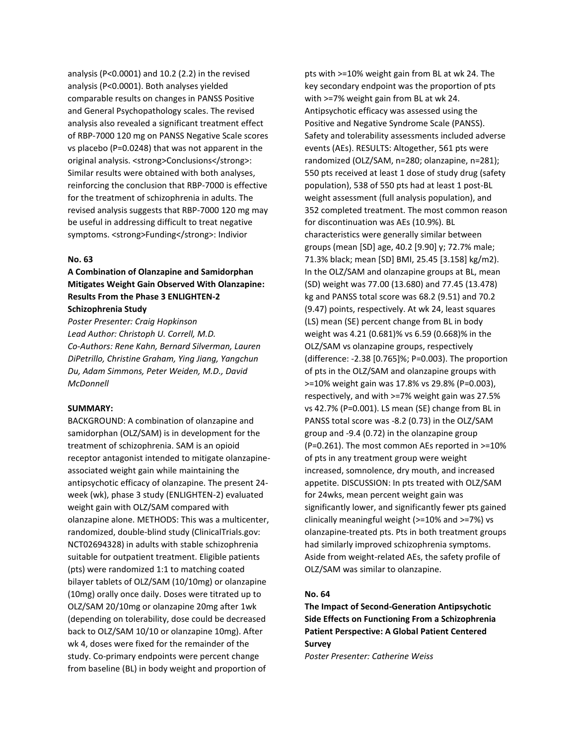analysis (P<0.0001) and 10.2 (2.2) in the revised analysis (P<0.0001). Both analyses yielded comparable results on changes in PANSS Positive and General Psychopathology scales. The revised analysis also revealed a significant treatment effect of RBP-7000 120 mg on PANSS Negative Scale scores vs placebo (P=0.0248) that was not apparent in the original analysis. <strong>Conclusions</strong>: Similar results were obtained with both analyses, reinforcing the conclusion that RBP-7000 is effective for the treatment of schizophrenia in adults. The revised analysis suggests that RBP-7000 120 mg may be useful in addressing difficult to treat negative symptoms. <strong>Funding</strong>: Indivior

**No. 63**

**A Combination of Olanzapine and Samidorphan Mitigates Weight Gain Observed With Olanzapine: Results From the Phase 3 ENLIGHTEN-2 Schizophrenia Study**

*Poster Presenter: Craig Hopkinson*
*Lead Author: Christoph U. Correll, M.D.*
*Co-Authors: Rene Kahn, Bernard Silverman, Lauren DiPetrillo, Christine Graham, Ying Jiang, Yangchun Du, Adam Simmons, Peter Weiden, M.D., David McDonnell*

**SUMMARY:**

BACKGROUND: A combination of olanzapine and samidorphan (OLZ/SAM) is in development for the treatment of schizophrenia. SAM is an opioid receptor antagonist intended to mitigate olanzapine-associated weight gain while maintaining the antipsychotic efficacy of olanzapine. The present 24-week (wk), phase 3 study (ENLIGHTEN-2) evaluated weight gain with OLZ/SAM compared with olanzapine alone. METHODS: This was a multicenter, randomized, double-blind study (ClinicalTrials.gov: NCT02694328) in adults with stable schizophrenia suitable for outpatient treatment. Eligible patients (pts) were randomized 1:1 to matching coated bilayer tablets of OLZ/SAM (10/10mg) or olanzapine (10mg) orally once daily. Doses were titrated up to OLZ/SAM 20/10mg or olanzapine 20mg after 1wk (depending on tolerability, dose could be decreased back to OLZ/SAM 10/10 or olanzapine 10mg). After wk 4, doses were fixed for the remainder of the study. Co-primary endpoints were percent change from baseline (BL) in body weight and proportion of pts with >=10% weight gain from BL at wk 24. The key secondary endpoint was the proportion of pts with >=7% weight gain from BL at wk 24. Antipsychotic efficacy was assessed using the Positive and Negative Syndrome Scale (PANSS). Safety and tolerability assessments included adverse events (AEs). RESULTS: Altogether, 561 pts were randomized (OLZ/SAM, n=280; olanzapine, n=281); 550 pts received at least 1 dose of study drug (safety population), 538 of 550 pts had at least 1 post-BL weight assessment (full analysis population), and 352 completed treatment. The most common reason for discontinuation was AEs (10.9%). BL characteristics were generally similar between groups (mean [SD] age, 40.2 [9.90] y; 72.7% male; 71.3% black; mean [SD] BMI, 25.45 [3.158] kg/m2). In the OLZ/SAM and olanzapine groups at BL, mean (SD) weight was 77.00 (13.680) and 77.45 (13.478) kg and PANSS total score was 68.2 (9.51) and 70.2 (9.47) points, respectively. At wk 24, least squares (LS) mean (SE) percent change from BL in body weight was 4.21 (0.681)% vs 6.59 (0.668)% in the OLZ/SAM vs olanzapine groups, respectively (difference: -2.38 [0.765]%; P=0.003). The proportion of pts in the OLZ/SAM and olanzapine groups with >=10% weight gain was 17.8% vs 29.8% (P=0.003), respectively, and with >=7% weight gain was 27.5% vs 42.7% (P=0.001). LS mean (SE) change from BL in PANSS total score was -8.2 (0.73) in the OLZ/SAM group and -9.4 (0.72) in the olanzapine group (P=0.261). The most common AEs reported in >=10% of pts in any treatment group were weight increased, somnolence, dry mouth, and increased appetite. DISCUSSION: In pts treated with OLZ/SAM for 24wks, mean percent weight gain was significantly lower, and significantly fewer pts gained clinically meaningful weight (>=10% and >=7%) vs olanzapine-treated pts. Pts in both treatment groups had similarly improved schizophrenia symptoms. Aside from weight-related AEs, the safety profile of OLZ/SAM was similar to olanzapine.

**No. 64**

**The Impact of Second-Generation Antipsychotic Side Effects on Functioning From a Schizophrenia Patient Perspective: A Global Patient Centered Survey**

*Poster Presenter: Catherine Weiss*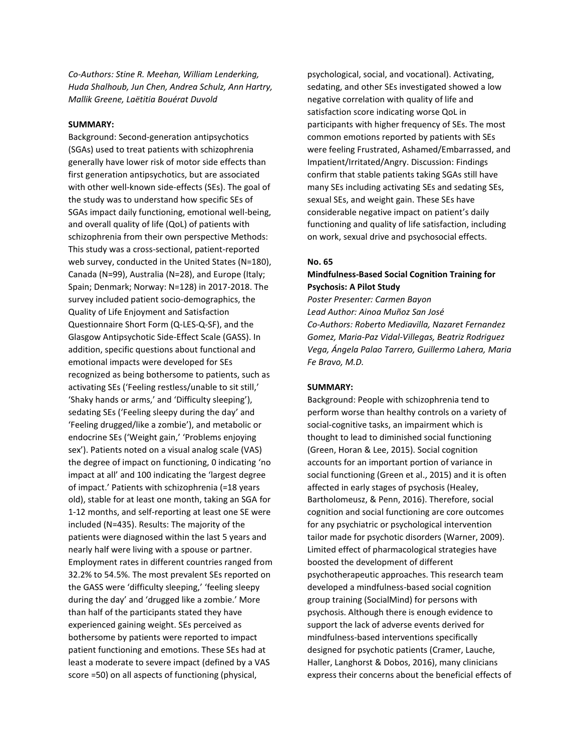*Co-Authors: Stine R. Meehan, William Lenderking, Huda Shalhoub, Jun Chen, Andrea Schulz, Ann Hartry, Mallik Greene, Laëtitia Bouérat Duvold*

**SUMMARY:**

Background: Second-generation antipsychotics (SGAs) used to treat patients with schizophrenia generally have lower risk of motor side effects than first generation antipsychotics, but are associated with other well-known side-effects (SEs). The goal of the study was to understand how specific SEs of SGAs impact daily functioning, emotional well-being, and overall quality of life (QoL) of patients with schizophrenia from their own perspective Methods: This study was a cross-sectional, patient-reported web survey, conducted in the United States (N=180), Canada (N=99), Australia (N=28), and Europe (Italy; Spain; Denmark; Norway: N=128) in 2017-2018. The survey included patient socio-demographics, the Quality of Life Enjoyment and Satisfaction Questionnaire Short Form (Q-LES-Q-SF), and the Glasgow Antipsychotic Side-Effect Scale (GASS). In addition, specific questions about functional and emotional impacts were developed for SEs recognized as being bothersome to patients, such as activating SEs ('Feeling restless/unable to sit still,' 'Shaky hands or arms,' and 'Difficulty sleeping'), sedating SEs ('Feeling sleepy during the day' and 'Feeling drugged/like a zombie'), and metabolic or endocrine SEs ('Weight gain,' 'Problems enjoying sex'). Patients noted on a visual analog scale (VAS) the degree of impact on functioning, 0 indicating 'no impact at all' and 100 indicating the 'largest degree of impact.' Patients with schizophrenia (=18 years old), stable for at least one month, taking an SGA for 1-12 months, and self-reporting at least one SE were included (N=435). Results: The majority of the patients were diagnosed within the last 5 years and nearly half were living with a spouse or partner. Employment rates in different countries ranged from 32.2% to 54.5%. The most prevalent SEs reported on the GASS were 'difficulty sleeping,' 'feeling sleepy during the day' and 'drugged like a zombie.' More than half of the participants stated they have experienced gaining weight. SEs perceived as bothersome by patients were reported to impact patient functioning and emotions. These SEs had at least a moderate to severe impact (defined by a VAS score =50) on all aspects of functioning (physical, psychological, social, and vocational). Activating, sedating, and other SEs investigated showed a low negative correlation with quality of life and satisfaction score indicating worse QoL in participants with higher frequency of SEs. The most common emotions reported by patients with SEs were feeling Frustrated, Ashamed/Embarrassed, and Impatient/Irritated/Angry. Discussion: Findings confirm that stable patients taking SGAs still have many SEs including activating SEs and sedating SEs, sexual SEs, and weight gain. These SEs have considerable negative impact on patient's daily functioning and quality of life satisfaction, including on work, sexual drive and psychosocial effects.

**No. 65**

**Mindfulness-Based Social Cognition Training for Psychosis: A Pilot Study**

*Poster Presenter: Carmen Bayon*
*Lead Author: Ainoa Muñoz San José*
*Co-Authors: Roberto Mediavilla, Nazaret Fernandez Gomez, Maria-Paz Vidal-Villegas, Beatriz Rodriguez Vega, Ángela Palao Tarrero, Guillermo Lahera, Maria Fe Bravo, M.D.*

**SUMMARY:**

Background: People with schizophrenia tend to perform worse than healthy controls on a variety of social-cognitive tasks, an impairment which is thought to lead to diminished social functioning (Green, Horan & Lee, 2015). Social cognition accounts for an important portion of variance in social functioning (Green et al., 2015) and it is often affected in early stages of psychosis (Healey, Bartholomeusz, & Penn, 2016). Therefore, social cognition and social functioning are core outcomes for any psychiatric or psychological intervention tailor made for psychotic disorders (Warner, 2009). Limited effect of pharmacological strategies have boosted the development of different psychotherapeutic approaches. This research team developed a mindfulness-based social cognition group training (SocialMind) for persons with psychosis. Although there is enough evidence to support the lack of adverse events derived for mindfulness-based interventions specifically designed for psychotic patients (Cramer, Lauche, Haller, Langhorst & Dobos, 2016), many clinicians express their concerns about the beneficial effects of